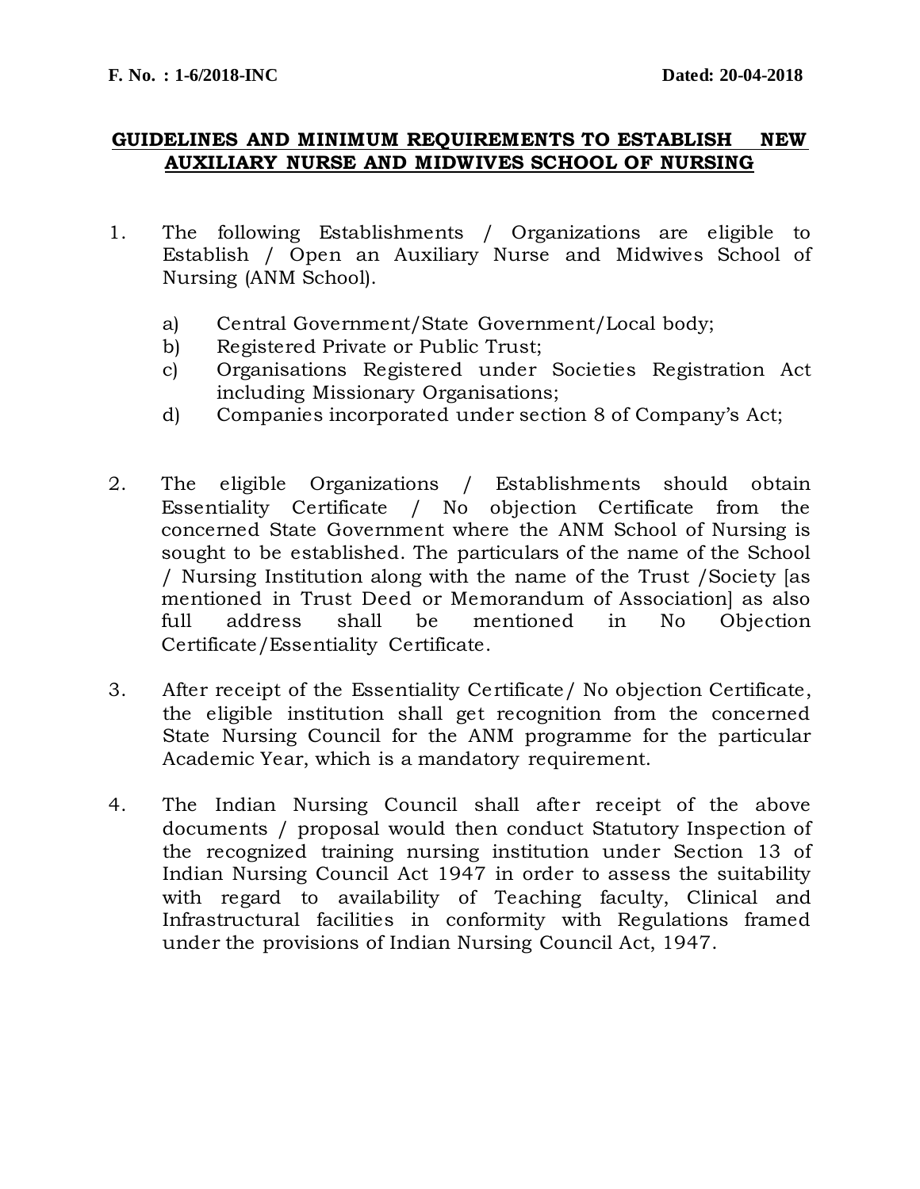**F. No. : 1-6/2018-INC** **Dated: 20-04-2018**

# GUIDELINES AND MINIMUM REQUIREMENTS TO ESTABLISH NEW AUXILIARY NURSE AND MIDWIVES SCHOOL OF NURSING

1. The following Establishments / Organizations are eligible to Establish / Open an Auxiliary Nurse and Midwives School of Nursing (ANM School).

   a) Central Government/State Government/Local body;
   b) Registered Private or Public Trust;
   c) Organisations Registered under Societies Registration Act including Missionary Organisations;
   d) Companies incorporated under section 8 of Company's Act;

2. The eligible Organizations / Establishments should obtain Essentiality Certificate / No objection Certificate from the concerned State Government where the ANM School of Nursing is sought to be established. The particulars of the name of the School / Nursing Institution along with the name of the Trust /Society [as mentioned in Trust Deed or Memorandum of Association] as also full address shall be mentioned in No Objection Certificate/Essentiality Certificate.

3. After receipt of the Essentiality Certificate/ No objection Certificate, the eligible institution shall get recognition from the concerned State Nursing Council for the ANM programme for the particular Academic Year, which is a mandatory requirement.

4. The Indian Nursing Council shall after receipt of the above documents / proposal would then conduct Statutory Inspection of the recognized training nursing institution under Section 13 of Indian Nursing Council Act 1947 in order to assess the suitability with regard to availability of Teaching faculty, Clinical and Infrastructural facilities in conformity with Regulations framed under the provisions of Indian Nursing Council Act, 1947.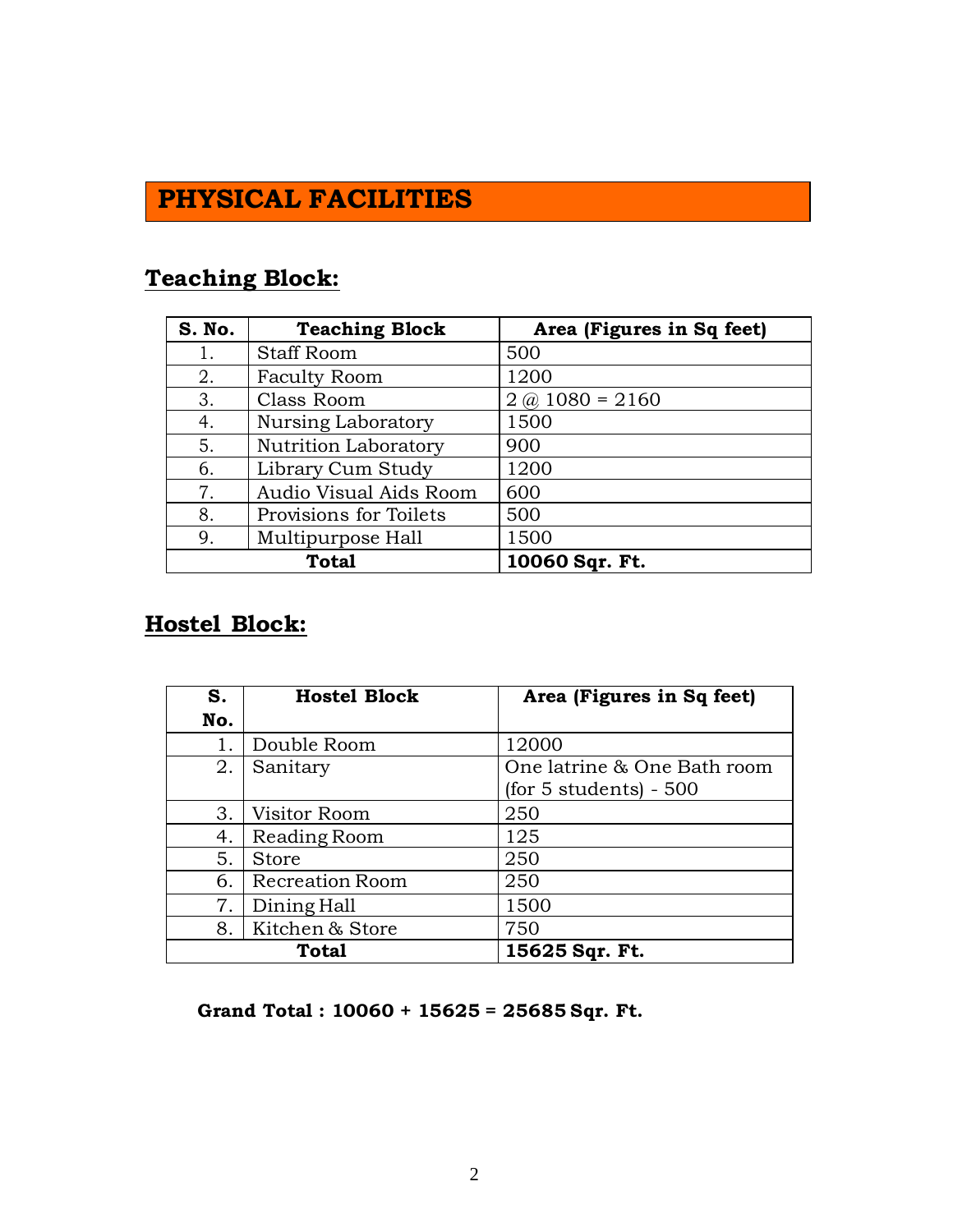# PHYSICAL FACILITIES

## Teaching Block:

| S. No. | Teaching Block | Area (Figures in Sq feet) |
|---|---|---|
| 1. | Staff Room | 500 |
| 2. | Faculty Room | 1200 |
| 3. | Class Room | 2 @ 1080 = 2160 |
| 4. | Nursing Laboratory | 1500 |
| 5. | Nutrition Laboratory | 900 |
| 6. | Library Cum Study | 1200 |
| 7. | Audio Visual Aids Room | 600 |
| 8. | Provisions for Toilets | 500 |
| 9. | Multipurpose Hall | 1500 |
| **Total** | | **10060 Sqr. Ft.** |

## Hostel Block:

| S. No. | Hostel Block | Area (Figures in Sq feet) |
|---|---|---|
| 1. | Double Room | 12000 |
| 2. | Sanitary | One latrine & One Bath room (for 5 students) - 500 |
| 3. | Visitor Room | 250 |
| 4. | Reading Room | 125 |
| 5. | Store | 250 |
| 6. | Recreation Room | 250 |
| 7. | Dining Hall | 1500 |
| 8. | Kitchen & Store | 750 |
| **Total** | | **15625 Sqr. Ft.** |

**Grand Total : 10060 + 15625 = 25685 Sqr. Ft.**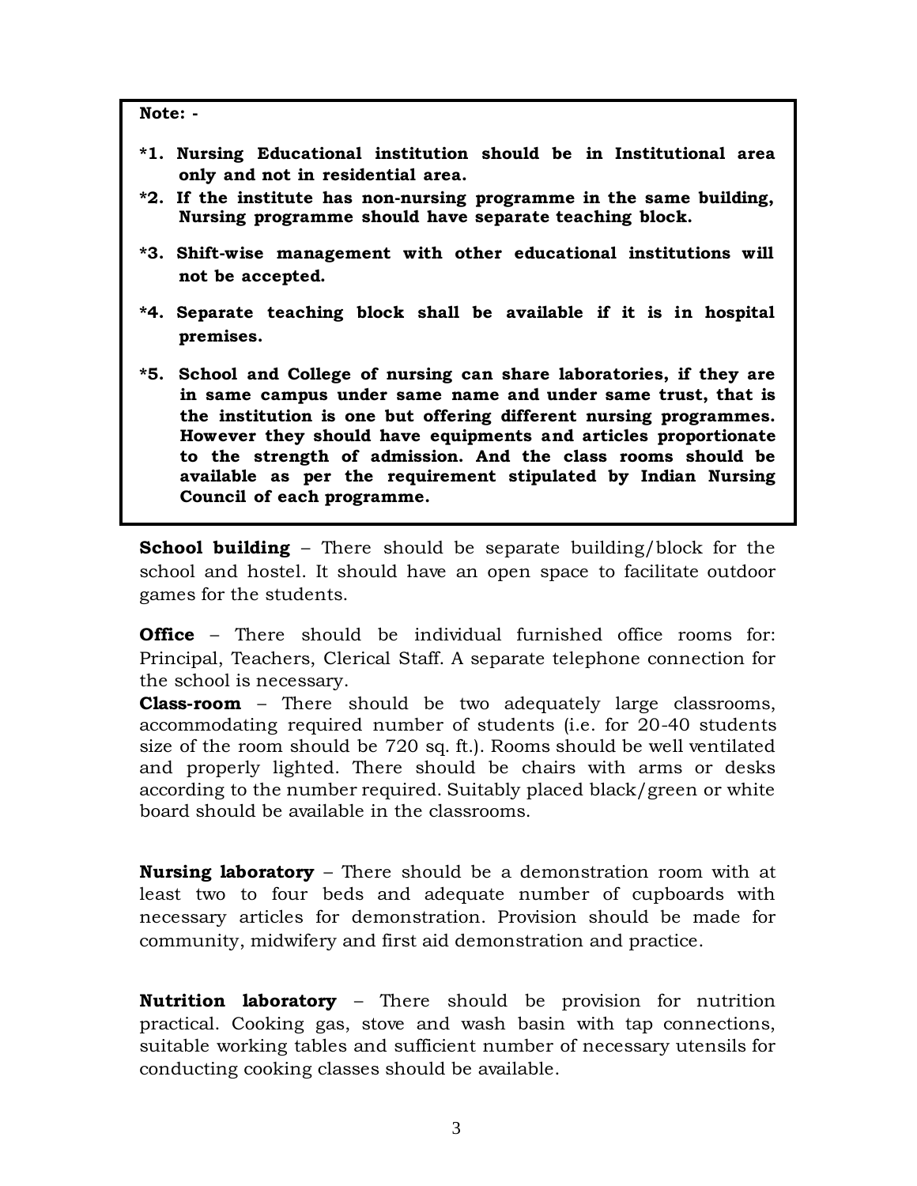**Note: -**

**\*1. Nursing Educational institution should be in Institutional area only and not in residential area.**

**\*2. If the institute has non-nursing programme in the same building, Nursing programme should have separate teaching block.**

**\*3. Shift-wise management with other educational institutions will not be accepted.**

**\*4. Separate teaching block shall be available if it is in hospital premises.**

**\*5. School and College of nursing can share laboratories, if they are in same campus under same name and under same trust, that is the institution is one but offering different nursing programmes. However they should have equipments and articles proportionate to the strength of admission. And the class rooms should be available as per the requirement stipulated by Indian Nursing Council of each programme.**

**School building** – There should be separate building/block for the school and hostel. It should have an open space to facilitate outdoor games for the students.

**Office** – There should be individual furnished office rooms for: Principal, Teachers, Clerical Staff. A separate telephone connection for the school is necessary.

**Class-room** – There should be two adequately large classrooms, accommodating required number of students (i.e. for 20-40 students size of the room should be 720 sq. ft.). Rooms should be well ventilated and properly lighted. There should be chairs with arms or desks according to the number required. Suitably placed black/green or white board should be available in the classrooms.

**Nursing laboratory** – There should be a demonstration room with at least two to four beds and adequate number of cupboards with necessary articles for demonstration. Provision should be made for community, midwifery and first aid demonstration and practice.

**Nutrition laboratory** – There should be provision for nutrition practical. Cooking gas, stove and wash basin with tap connections, suitable working tables and sufficient number of necessary utensils for conducting cooking classes should be available.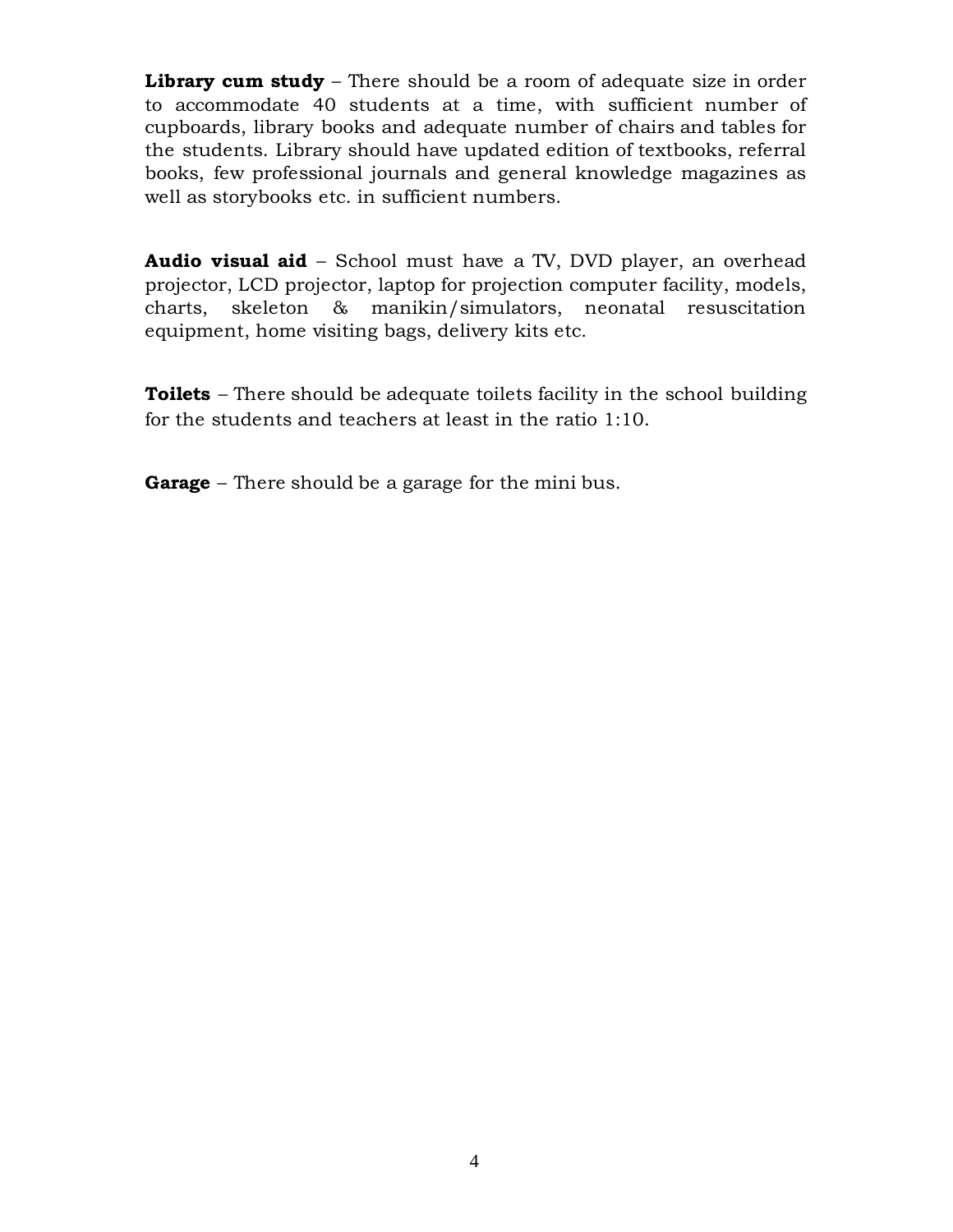**Library cum study** – There should be a room of adequate size in order to accommodate 40 students at a time, with sufficient number of cupboards, library books and adequate number of chairs and tables for the students. Library should have updated edition of textbooks, referral books, few professional journals and general knowledge magazines as well as storybooks etc. in sufficient numbers.

**Audio visual aid** – School must have a TV, DVD player, an overhead projector, LCD projector, laptop for projection computer facility, models, charts, skeleton & manikin/simulators, neonatal resuscitation equipment, home visiting bags, delivery kits etc.

**Toilets** – There should be adequate toilets facility in the school building for the students and teachers at least in the ratio 1:10.

**Garage** – There should be a garage for the mini bus.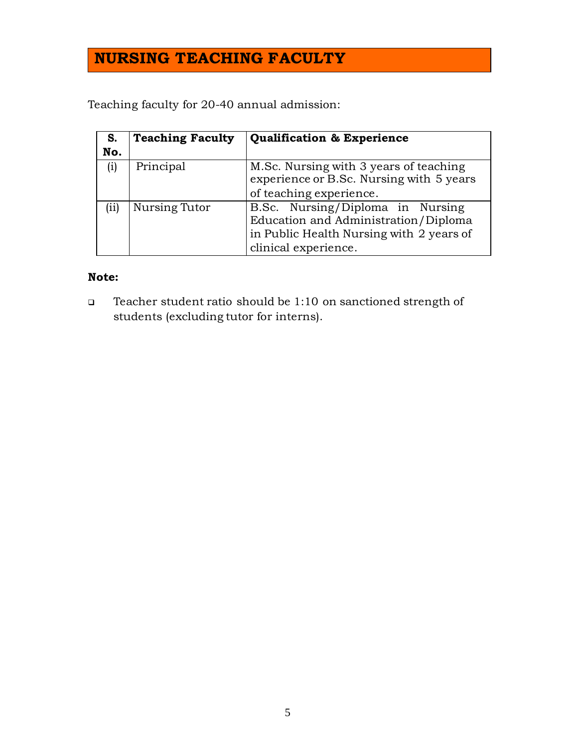# NURSING TEACHING FACULTY

Teaching faculty for 20-40 annual admission:

| S. No. | Teaching Faculty | Qualification & Experience |
|---|---|---|
| (i) | Principal | M.Sc. Nursing with 3 years of teaching experience or B.Sc. Nursing with 5 years of teaching experience. |
| (ii) | Nursing Tutor | B.Sc. Nursing/Diploma in Nursing Education and Administration/Diploma in Public Health Nursing with 2 years of clinical experience. |

**Note:**

- Teacher student ratio should be 1:10 on sanctioned strength of students (excluding tutor for interns).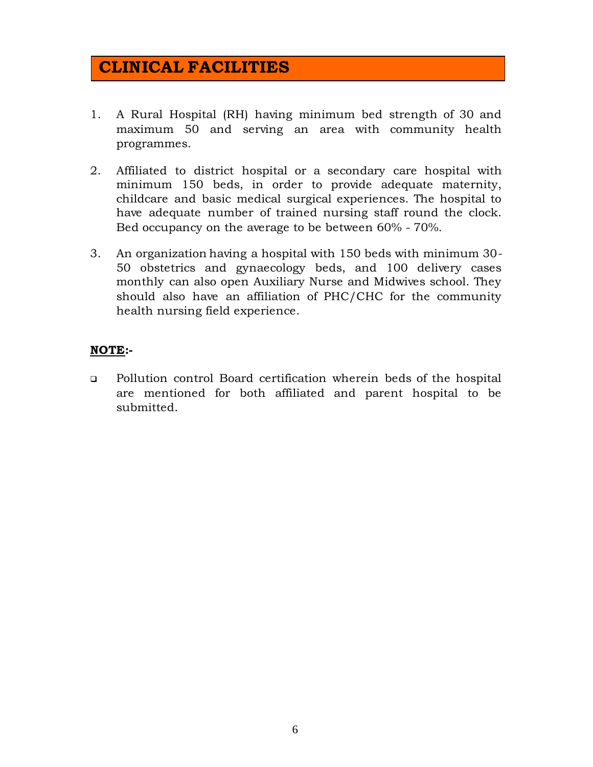# CLINICAL FACILITIES

1. A Rural Hospital (RH) having minimum bed strength of 30 and maximum 50 and serving an area with community health programmes.

2. Affiliated to district hospital or a secondary care hospital with minimum 150 beds, in order to provide adequate maternity, childcare and basic medical surgical experiences. The hospital to have adequate number of trained nursing staff round the clock. Bed occupancy on the average to be between 60% - 70%.

3. An organization having a hospital with 150 beds with minimum 30-50 obstetrics and gynaecology beds, and 100 delivery cases monthly can also open Auxiliary Nurse and Midwives school. They should also have an affiliation of PHC/CHC for the community health nursing field experience.

**NOTE:-**

- Pollution control Board certification wherein beds of the hospital are mentioned for both affiliated and parent hospital to be submitted.